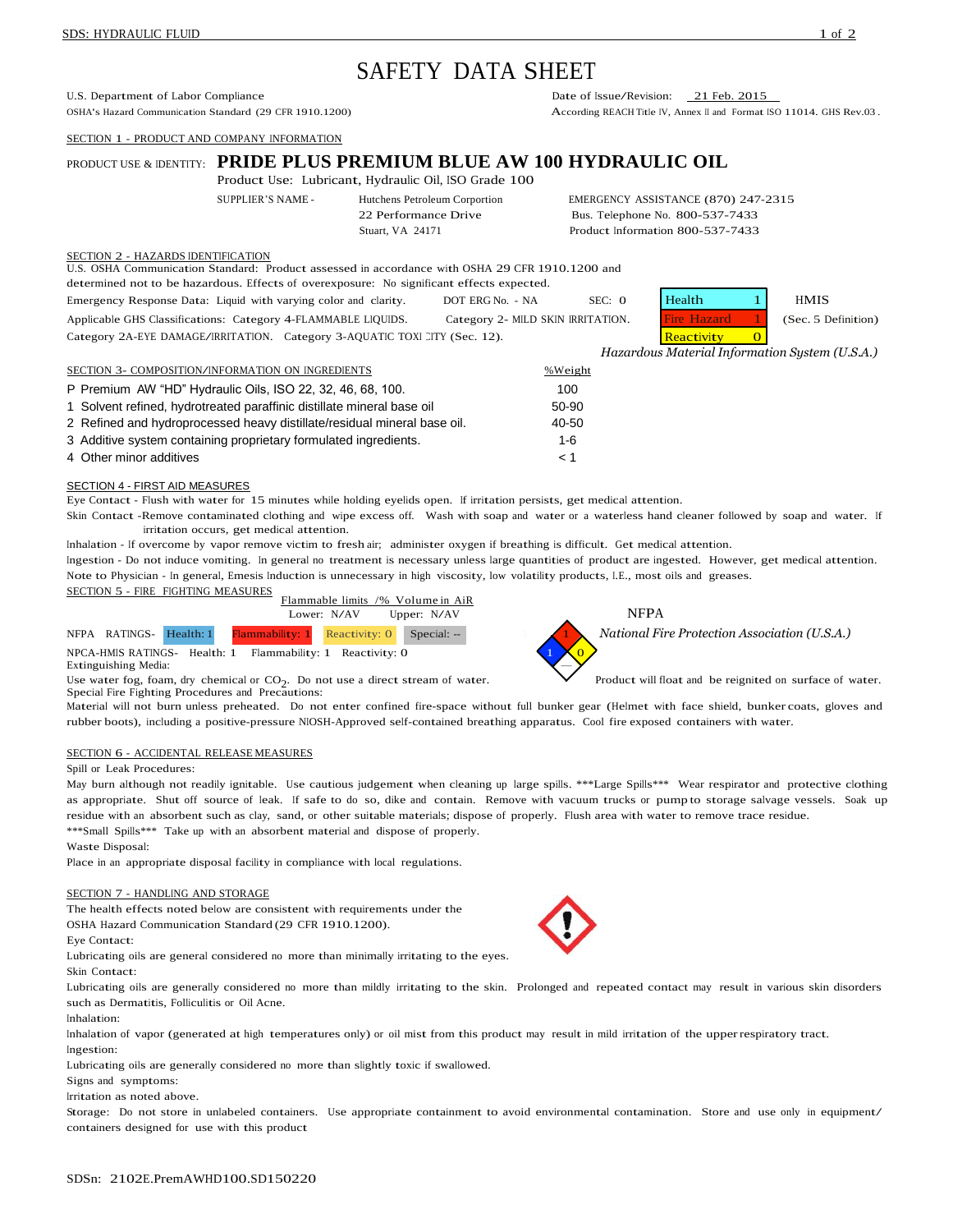# SAFETY DATA SHEET

U.S. Department of Labor Compliance
OSHA's Hazard Communication Standard (29 CFR 1910.1200)

Date of Issue/Revision: 21 Feb. 2015
According REACH Title IV, Annex II and Format ISO 11014. GHS Rev.03 .

## SECTION 1 - PRODUCT AND COMPANY INFORMATION

PRODUCT USE & IDENTITY: **PRIDE PLUS PREMIUM BLUE AW 100 HYDRAULIC OIL**

Product Use: Lubricant, Hydraulic Oil, ISO Grade 100

SUPPLIER'S NAME - Hutchens Petroleum Corportion
22 Performance Drive
Stuart, VA 24171

EMERGENCY ASSISTANCE (870) 247-2315
Bus. Telephone No. 800-537-7433
Product Information 800-537-7433

## SECTION 2 - HAZARDS IDENTIFICATION

U.S. OSHA Communication Standard: Product assessed in accordance with OSHA 29 CFR 1910.1200 and determined not to be hazardous. Effects of overexposure: No significant effects expected.

Emergency Response Data: Liquid with varying color and clarity. DOT ERG No. - NA SEC: 0

Applicable GHS Classifications: Category 4-FLAMMABLE LIQUIDS. Category 2- MILD SKIN IRRITATION. Category 2A-EYE DAMAGE/IRRITATION. Category 3-AQUATIC TOXICITY (Sec. 12).

| HMIS | |
|---|---|
| Health | 1 |
| Fire Hazard | 1 |
| Reactivity | 0 |

(Sec. 5 Definition)

*Hazardous Material Information System (U.S.A.)*

## SECTION 3- COMPOSITION/INFORMATION ON INGREDIENTS

| | %Weight |
|---|---|
| P Premium AW "HD" Hydraulic Oils, ISO 22, 32, 46, 68, 100. | 100 |
| 1 Solvent refined, hydrotreated paraffinic distillate mineral base oil | 50-90 |
| 2 Refined and hydroprocessed heavy distillate/residual mineral base oil. | 40-50 |
| 3 Additive system containing proprietary formulated ingredients. | 1-6 |
| 4 Other minor additives | < 1 |

## SECTION 4 - FIRST AID MEASURES

Eye Contact - Flush with water for 15 minutes while holding eyelids open. If irritation persists, get medical attention.

Skin Contact -Remove contaminated clothing and wipe excess off. Wash with soap and water or a waterless hand cleaner followed by soap and water. If irritation occurs, get medical attention.

Inhalation - If overcome by vapor remove victim to fresh air; administer oxygen if breathing is difficult. Get medical attention.

Ingestion - Do not induce vomiting. In general no treatment is necessary unless large quantities of product are ingested. However, get medical attention.

Note to Physician - In general, Emesis Induction is unnecessary in high viscosity, low volatility products, I.E., most oils and greases.

## SECTION 5 - FIRE FIGHTING MEASURES

Flammable limits /% Volume in AiR
Lower: N/AV Upper: N/AV

NFPA RATINGS- Health: 1 Flammability: 1 Reactivity: 0 Special: --

NPCA-HMIS RATINGS- Health: 1 Flammability: 1 Reactivity: 0

NFPA
*National Fire Protection Association (U.S.A.)*

Extinguishing Media:
Use water fog, foam, dry chemical or $CO_2$. Do not use a direct stream of water. Product will float and be reignited on surface of water.

Special Fire Fighting Procedures and Precautions:
Material will not burn unless preheated. Do not enter confined fire-space without full bunker gear (Helmet with face shield, bunker coats, gloves and rubber boots), including a positive-pressure NIOSH-Approved self-contained breathing apparatus. Cool fire exposed containers with water.

## SECTION 6 - ACCIDENTAL RELEASE MEASURES

Spill or Leak Procedures:

May burn although not readily ignitable. Use cautious judgement when cleaning up large spills. ***Large Spills*** Wear respirator and protective clothing as appropriate. Shut off source of leak. If safe to do so, dike and contain. Remove with vacuum trucks or pump to storage salvage vessels. Soak up residue with an absorbent such as clay, sand, or other suitable materials; dispose of properly. Flush area with water to remove trace residue. ***Small Spills*** Take up with an absorbent material and dispose of properly.

Waste Disposal:

Place in an appropriate disposal facility in compliance with local regulations.

## SECTION 7 - HANDLING AND STORAGE

The health effects noted below are consistent with requirements under the OSHA Hazard Communication Standard (29 CFR 1910.1200).

Eye Contact:

Lubricating oils are general considered no more than minimally irritating to the eyes.

Skin Contact:

Lubricating oils are generally considered no more than mildly irritating to the skin. Prolonged and repeated contact may result in various skin disorders such as Dermatitis, Folliculitis or Oil Acne.

Inhalation:

Inhalation of vapor (generated at high temperatures only) or oil mist from this product may result in mild irritation of the upper respiratory tract.

Ingestion:

Lubricating oils are generally considered no more than slightly toxic if swallowed.

Signs and symptoms:

Irritation as noted above.

Storage: Do not store in unlabeled containers. Use appropriate containment to avoid environmental contamination. Store and use only in equipment/ containers designed for use with this product

SDSn: 2102E.PremAWHD100.SD150220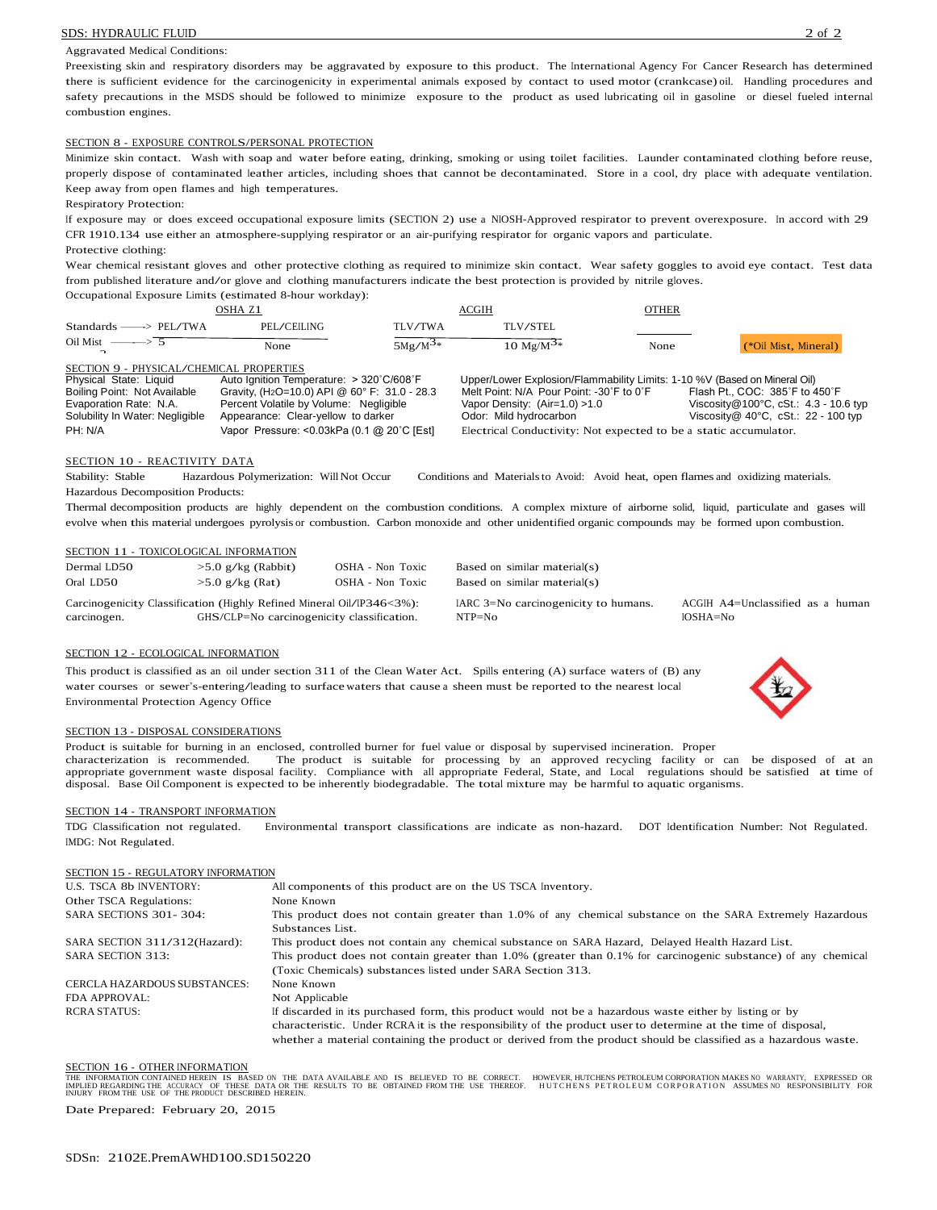Aggravated Medical Conditions:

Preexisting skin and respiratory disorders may be aggravated by exposure to this product. The International Agency For Cancer Research has determined there is sufficient evidence for the carcinogenicity in experimental animals exposed by contact to used motor (crankcase) oil. Handling procedures and safety precautions in the MSDS should be followed to minimize exposure to the product as used lubricating oil in gasoline or diesel fueled internal combustion engines.

## SECTION 8 - EXPOSURE CONTROLS/PERSONAL PROTECTION

Minimize skin contact. Wash with soap and water before eating, drinking, smoking or using toilet facilities. Launder contaminated clothing before reuse, properly dispose of contaminated leather articles, including shoes that cannot be decontaminated. Store in a cool, dry place with adequate ventilation. Keep away from open flames and high temperatures.

Respiratory Protection:

If exposure may or does exceed occupational exposure limits (SECTION 2) use a NIOSH-Approved respirator to prevent overexposure. In accord with 29 CFR 1910.134 use either an atmosphere-supplying respirator or an air-purifying respirator for organic vapors and particulate.

Protective clothing:

Wear chemical resistant gloves and other protective clothing as required to minimize skin contact. Wear safety goggles to avoid eye contact. Test data from published literature and/or glove and clothing manufacturers indicate the best protection is provided by nitrile gloves.

Occupational Exposure Limits (estimated 8-hour workday):

| | OSHA Z1 | | ACGIH | | OTHER | |
|---|---|---|---|---|---|---|
| Standards ——> | PEL/TWA | PEL/CEILING | TLV/TWA | TLV/STEL | | |
| Oil Mist ——> | 5 | None | $5 Mg/M^3$* | $10 Mg/M^3$* | None | (*Oil Mist, Mineral) |

## SECTION 9 - PHYSICAL/CHEMICAL PROPERTIES

Physical State: Liquid
Boiling Point: Not Available
Evaporation Rate: N.A.
Solubility In Water: Negligible
PH: N/A

Auto Ignition Temperature: > 320˚C/608˚F
Gravity, ($H_2O$=10.0) API @ 60° F: 31.0 - 28.3
Percent Volatile by Volume: Negligible
Appearance: Clear-yellow to darker
Vapor Pressure: <0.03kPa (0.1 @ 20˚C [Est]

Upper/Lower Explosion/Flammability Limits: 1-10 %V (Based on Mineral Oil)
Melt Point: N/A Pour Point: -30˚F to 0˚F
Vapor Density: (Air=1.0) >1.0
Odor: Mild hydrocarbon
Electrical Conductivity: Not expected to be a static accumulator.

Flash Pt., COC: 385˚F to 450˚F
Viscosity@100°C, cSt.: 4.3 - 10.6 typ
Viscosity@ 40°C, cSt.: 22 - 100 typ

## SECTION 10 - REACTIVITY DATA

Stability: Stable Hazardous Polymerization: Will Not Occur Conditions and Materials to Avoid: Avoid heat, open flames and oxidizing materials.

Hazardous Decomposition Products:

Thermal decomposition products are highly dependent on the combustion conditions. A complex mixture of airborne solid, liquid, particulate and gases will evolve when this material undergoes pyrolysis or combustion. Carbon monoxide and other unidentified organic compounds may be formed upon combustion.

## SECTION 11 - TOXICOLOGICAL INFORMATION

| | | | |
|---|---|---|---|
| Dermal LD50 | >5.0 g/kg (Rabbit) | OSHA - Non Toxic | Based on similar material(s) |
| Oral LD50 | >5.0 g/kg (Rat) | OSHA - Non Toxic | Based on similar material(s) |

Carcinogenicity Classification (Highly Refined Mineral Oil/IP346<3%): IARC 3=No carcinogenicity to humans. ACGIH A4=Unclassified as a human carcinogen. GHS/CLP=No carcinogenicity classification. NTP=No IOSHA=No

## SECTION 12 - ECOLOGICAL INFORMATION

This product is classified as an oil under section 311 of the Clean Water Act. Spills entering (A) surface waters of (B) any water courses or sewer's-entering/leading to surface waters that cause a sheen must be reported to the nearest local Environmental Protection Agency Office

## SECTION 13 - DISPOSAL CONSIDERATIONS

Product is suitable for burning in an enclosed, controlled burner for fuel value or disposal by supervised incineration. Proper characterization is recommended. The product is suitable for processing by an approved recycling facility or can be disposed of at an appropriate government waste disposal facility. Compliance with all appropriate Federal, State, and Local regulations should be satisfied at time of disposal. Base Oil Component is expected to be inherently biodegradable. The total mixture may be harmful to aquatic organisms.

## SECTION 14 - TRANSPORT INFORMATION

TDG Classification not regulated. Environmental transport classifications are indicate as non-hazard. DOT Identification Number: Not Regulated. IMDG: Not Regulated.

## SECTION 15 - REGULATORY INFORMATION

| | |
|---|---|
| U.S. TSCA 8b INVENTORY: | All components of this product are on the US TSCA Inventory. |
| Other TSCA Regulations: | None Known |
| SARA SECTIONS 301- 304: | This product does not contain greater than 1.0% of any chemical substance on the SARA Extremely Hazardous Substances List. |
| SARA SECTION 311/312(Hazard): | This product does not contain any chemical substance on SARA Hazard, Delayed Health Hazard List. |
| SARA SECTION 313: | This product does not contain greater than 1.0% (greater than 0.1% for carcinogenic substance) of any chemical (Toxic Chemicals) substances listed under SARA Section 313. |
| CERCLA HAZARDOUS SUBSTANCES: | None Known |
| FDA APPROVAL: | Not Applicable |
| RCRA STATUS: | If discarded in its purchased form, this product would not be a hazardous waste either by listing or by characteristic. Under RCRA it is the responsibility of the product user to determine at the time of disposal, whether a material containing the product or derived from the product should be classified as a hazardous waste. |

## SECTION 16 - OTHER INFORMATION

THE INFORMATION CONTAINED HEREIN IS BASED ON THE DATA AVAILABLE AND IS BELIEVED TO BE CORRECT. HOWEVER, HUTCHENS PETROLEUM CORPORATION MAKES NO WARRANTY, EXPRESSED OR IMPLIED REGARDING THE ACCURACY OF THESE DATA OR THE RESULTS TO BE OBTAINED FROM THE USE THEREOF. HUTCHENS PETROLEUM CORPORATION ASSUMES NO RESPONSIBILITY FOR INJURY FROM THE USE OF THE PRODUCT DESCRIBED HEREIN.

Date Prepared: February 20, 2015

SDSn: 2102E.PremAWHD100.SD150220